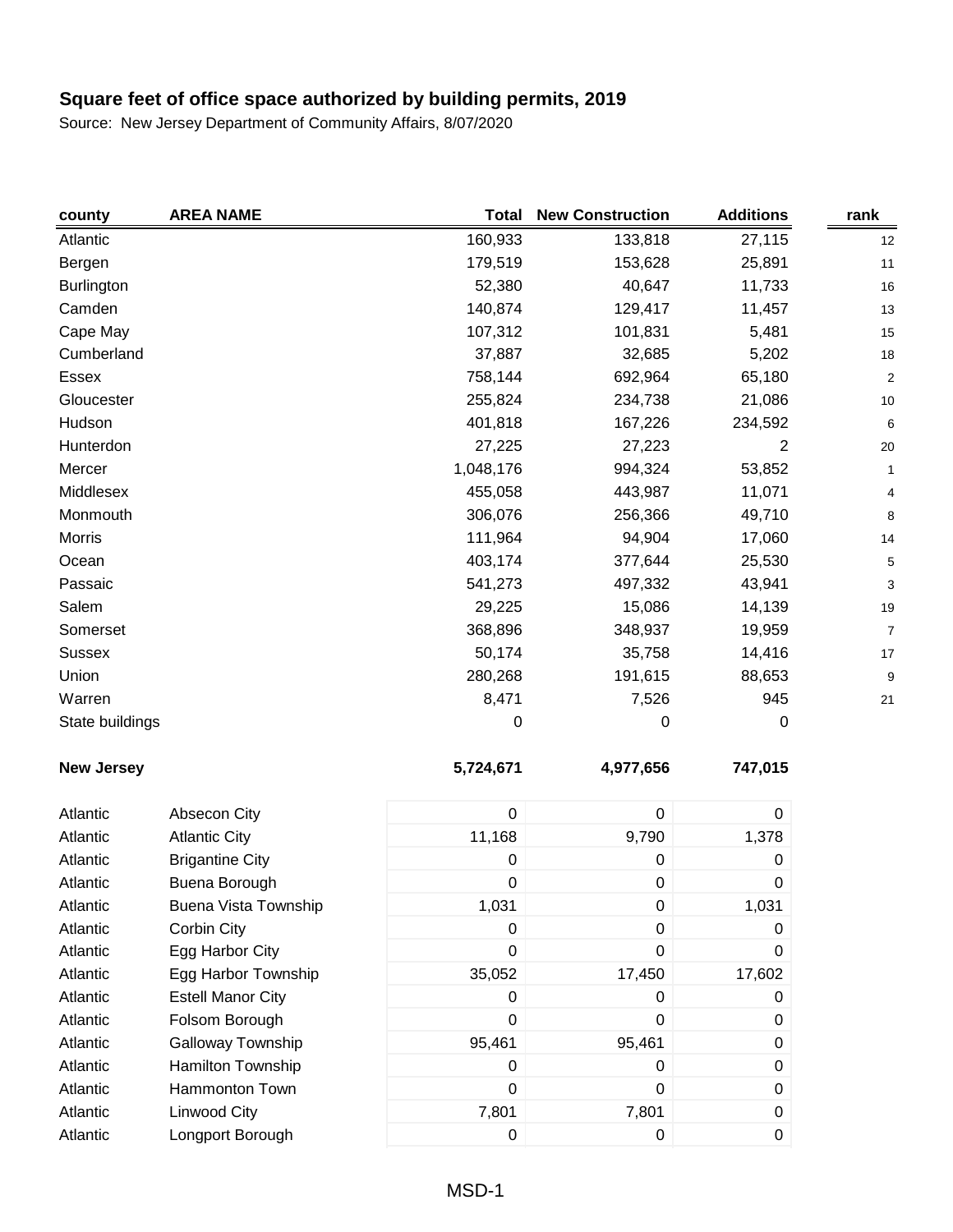# Square feet of office space authorized by building permits, 2019

Source: New Jersey Department of Community Affairs, 8/07/2020

| county | AREA NAME | Total | New Construction | Additions | rank |
|---|---|---|---|---|---|
| Atlantic | | 160,933 | 133,818 | 27,115 | 12 |
| Bergen | | 179,519 | 153,628 | 25,891 | 11 |
| Burlington | | 52,380 | 40,647 | 11,733 | 16 |
| Camden | | 140,874 | 129,417 | 11,457 | 13 |
| Cape May | | 107,312 | 101,831 | 5,481 | 15 |
| Cumberland | | 37,887 | 32,685 | 5,202 | 18 |
| Essex | | 758,144 | 692,964 | 65,180 | 2 |
| Gloucester | | 255,824 | 234,738 | 21,086 | 10 |
| Hudson | | 401,818 | 167,226 | 234,592 | 6 |
| Hunterdon | | 27,225 | 27,223 | 2 | 20 |
| Mercer | | 1,048,176 | 994,324 | 53,852 | 1 |
| Middlesex | | 455,058 | 443,987 | 11,071 | 4 |
| Monmouth | | 306,076 | 256,366 | 49,710 | 8 |
| Morris | | 111,964 | 94,904 | 17,060 | 14 |
| Ocean | | 403,174 | 377,644 | 25,530 | 5 |
| Passaic | | 541,273 | 497,332 | 43,941 | 3 |
| Salem | | 29,225 | 15,086 | 14,139 | 19 |
| Somerset | | 368,896 | 348,937 | 19,959 | 7 |
| Sussex | | 50,174 | 35,758 | 14,416 | 17 |
| Union | | 280,268 | 191,615 | 88,653 | 9 |
| Warren | | 8,471 | 7,526 | 945 | 21 |
| State buildings | | 0 | 0 | 0 | |
| **New Jersey** | | **5,724,671** | **4,977,656** | **747,015** | |
| Atlantic | Absecon City | 0 | 0 | 0 | |
| Atlantic | Atlantic City | 11,168 | 9,790 | 1,378 | |
| Atlantic | Brigantine City | 0 | 0 | 0 | |
| Atlantic | Buena Borough | 0 | 0 | 0 | |
| Atlantic | Buena Vista Township | 1,031 | 0 | 1,031 | |
| Atlantic | Corbin City | 0 | 0 | 0 | |
| Atlantic | Egg Harbor City | 0 | 0 | 0 | |
| Atlantic | Egg Harbor Township | 35,052 | 17,450 | 17,602 | |
| Atlantic | Estell Manor City | 0 | 0 | 0 | |
| Atlantic | Folsom Borough | 0 | 0 | 0 | |
| Atlantic | Galloway Township | 95,461 | 95,461 | 0 | |
| Atlantic | Hamilton Township | 0 | 0 | 0 | |
| Atlantic | Hammonton Town | 0 | 0 | 0 | |
| Atlantic | Linwood City | 7,801 | 7,801 | 0 | |
| Atlantic | Longport Borough | 0 | 0 | 0 | |

MSD-1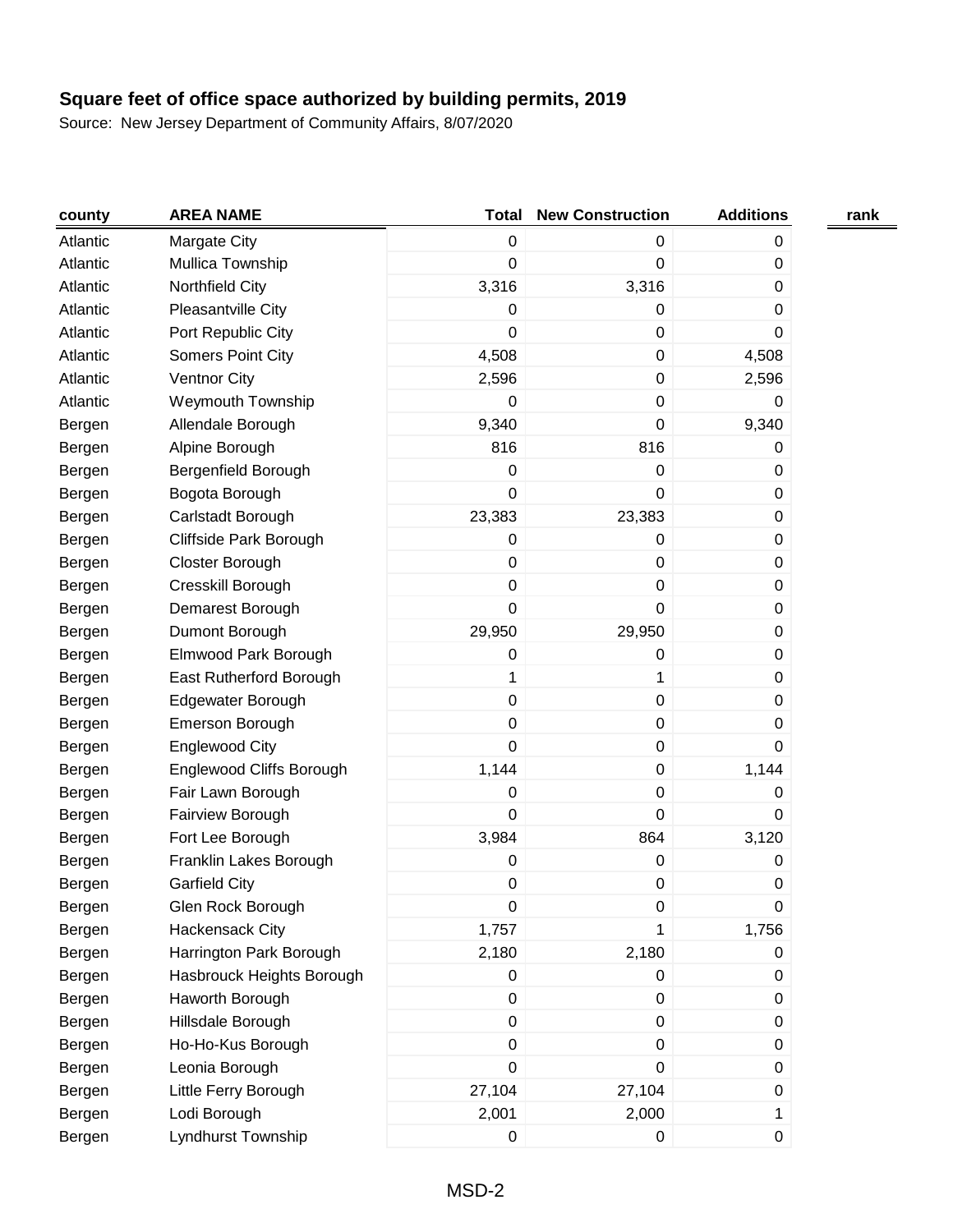**Square feet of office space authorized by building permits, 2019**

Source: New Jersey Department of Community Affairs, 8/07/2020

| county | AREA NAME | Total | New Construction | Additions | rank |
|---|---|---|---|---|---|
| Atlantic | Margate City | 0 | 0 | 0 | |
| Atlantic | Mullica Township | 0 | 0 | 0 | |
| Atlantic | Northfield City | 3,316 | 3,316 | 0 | |
| Atlantic | Pleasantville City | 0 | 0 | 0 | |
| Atlantic | Port Republic City | 0 | 0 | 0 | |
| Atlantic | Somers Point City | 4,508 | 0 | 4,508 | |
| Atlantic | Ventnor City | 2,596 | 0 | 2,596 | |
| Atlantic | Weymouth Township | 0 | 0 | 0 | |
| Bergen | Allendale Borough | 9,340 | 0 | 9,340 | |
| Bergen | Alpine Borough | 816 | 816 | 0 | |
| Bergen | Bergenfield Borough | 0 | 0 | 0 | |
| Bergen | Bogota Borough | 0 | 0 | 0 | |
| Bergen | Carlstadt Borough | 23,383 | 23,383 | 0 | |
| Bergen | Cliffside Park Borough | 0 | 0 | 0 | |
| Bergen | Closter Borough | 0 | 0 | 0 | |
| Bergen | Cresskill Borough | 0 | 0 | 0 | |
| Bergen | Demarest Borough | 0 | 0 | 0 | |
| Bergen | Dumont Borough | 29,950 | 29,950 | 0 | |
| Bergen | Elmwood Park Borough | 0 | 0 | 0 | |
| Bergen | East Rutherford Borough | 1 | 1 | 0 | |
| Bergen | Edgewater Borough | 0 | 0 | 0 | |
| Bergen | Emerson Borough | 0 | 0 | 0 | |
| Bergen | Englewood City | 0 | 0 | 0 | |
| Bergen | Englewood Cliffs Borough | 1,144 | 0 | 1,144 | |
| Bergen | Fair Lawn Borough | 0 | 0 | 0 | |
| Bergen | Fairview Borough | 0 | 0 | 0 | |
| Bergen | Fort Lee Borough | 3,984 | 864 | 3,120 | |
| Bergen | Franklin Lakes Borough | 0 | 0 | 0 | |
| Bergen | Garfield City | 0 | 0 | 0 | |
| Bergen | Glen Rock Borough | 0 | 0 | 0 | |
| Bergen | Hackensack City | 1,757 | 1 | 1,756 | |
| Bergen | Harrington Park Borough | 2,180 | 2,180 | 0 | |
| Bergen | Hasbrouck Heights Borough | 0 | 0 | 0 | |
| Bergen | Haworth Borough | 0 | 0 | 0 | |
| Bergen | Hillsdale Borough | 0 | 0 | 0 | |
| Bergen | Ho-Ho-Kus Borough | 0 | 0 | 0 | |
| Bergen | Leonia Borough | 0 | 0 | 0 | |
| Bergen | Little Ferry Borough | 27,104 | 27,104 | 0 | |
| Bergen | Lodi Borough | 2,001 | 2,000 | 1 | |
| Bergen | Lyndhurst Township | 0 | 0 | 0 | |

MSD-2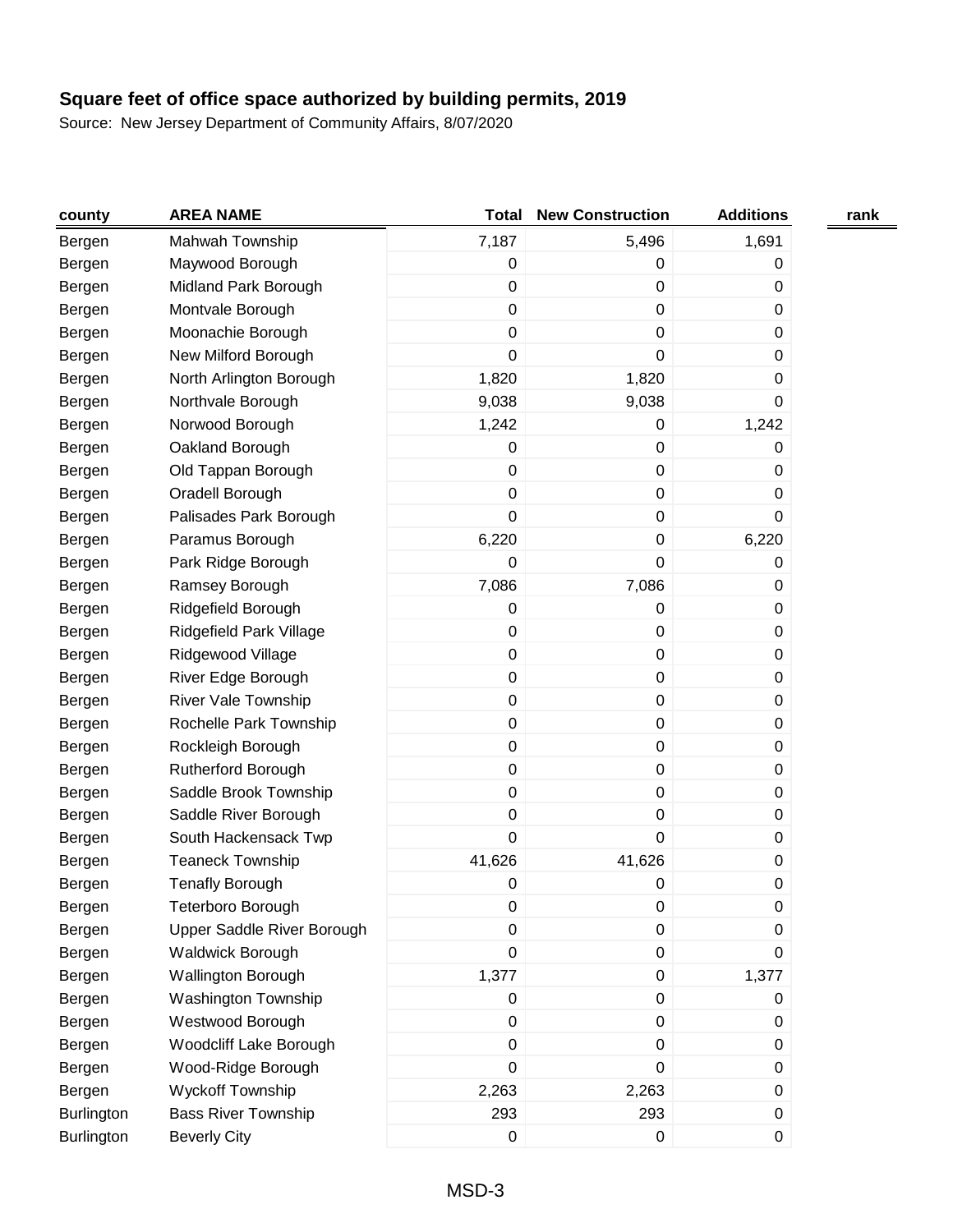## Square feet of office space authorized by building permits, 2019

Source: New Jersey Department of Community Affairs, 8/07/2020

| county | AREA NAME | Total | New Construction | Additions | rank |
|---|---|---|---|---|---|
| Bergen | Mahwah Township | 7,187 | 5,496 | 1,691 | |
| Bergen | Maywood Borough | 0 | 0 | 0 | |
| Bergen | Midland Park Borough | 0 | 0 | 0 | |
| Bergen | Montvale Borough | 0 | 0 | 0 | |
| Bergen | Moonachie Borough | 0 | 0 | 0 | |
| Bergen | New Milford Borough | 0 | 0 | 0 | |
| Bergen | North Arlington Borough | 1,820 | 1,820 | 0 | |
| Bergen | Northvale Borough | 9,038 | 9,038 | 0 | |
| Bergen | Norwood Borough | 1,242 | 0 | 1,242 | |
| Bergen | Oakland Borough | 0 | 0 | 0 | |
| Bergen | Old Tappan Borough | 0 | 0 | 0 | |
| Bergen | Oradell Borough | 0 | 0 | 0 | |
| Bergen | Palisades Park Borough | 0 | 0 | 0 | |
| Bergen | Paramus Borough | 6,220 | 0 | 6,220 | |
| Bergen | Park Ridge Borough | 0 | 0 | 0 | |
| Bergen | Ramsey Borough | 7,086 | 7,086 | 0 | |
| Bergen | Ridgefield Borough | 0 | 0 | 0 | |
| Bergen | Ridgefield Park Village | 0 | 0 | 0 | |
| Bergen | Ridgewood Village | 0 | 0 | 0 | |
| Bergen | River Edge Borough | 0 | 0 | 0 | |
| Bergen | River Vale Township | 0 | 0 | 0 | |
| Bergen | Rochelle Park Township | 0 | 0 | 0 | |
| Bergen | Rockleigh Borough | 0 | 0 | 0 | |
| Bergen | Rutherford Borough | 0 | 0 | 0 | |
| Bergen | Saddle Brook Township | 0 | 0 | 0 | |
| Bergen | Saddle River Borough | 0 | 0 | 0 | |
| Bergen | South Hackensack Twp | 0 | 0 | 0 | |
| Bergen | Teaneck Township | 41,626 | 41,626 | 0 | |
| Bergen | Tenafly Borough | 0 | 0 | 0 | |
| Bergen | Teterboro Borough | 0 | 0 | 0 | |
| Bergen | Upper Saddle River Borough | 0 | 0 | 0 | |
| Bergen | Waldwick Borough | 0 | 0 | 0 | |
| Bergen | Wallington Borough | 1,377 | 0 | 1,377 | |
| Bergen | Washington Township | 0 | 0 | 0 | |
| Bergen | Westwood Borough | 0 | 0 | 0 | |
| Bergen | Woodcliff Lake Borough | 0 | 0 | 0 | |
| Bergen | Wood-Ridge Borough | 0 | 0 | 0 | |
| Bergen | Wyckoff Township | 2,263 | 2,263 | 0 | |
| Burlington | Bass River Township | 293 | 293 | 0 | |
| Burlington | Beverly City | 0 | 0 | 0 | |

MSD-3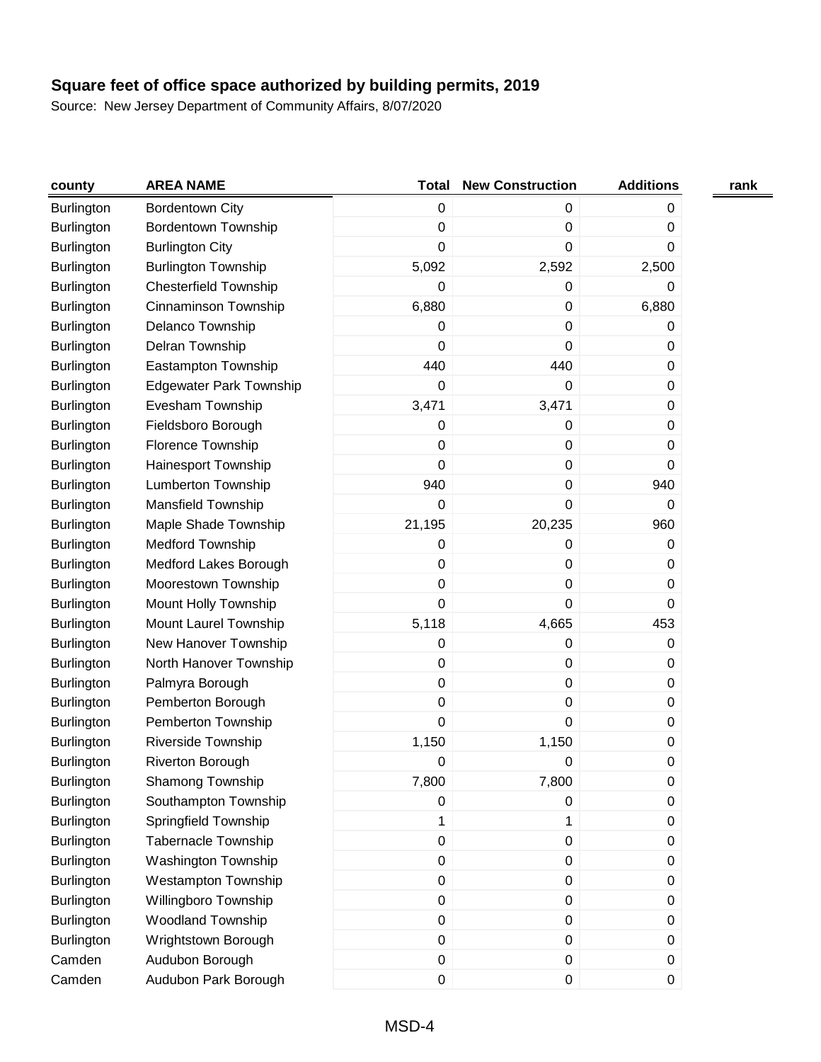## Square feet of office space authorized by building permits, 2019

Source: New Jersey Department of Community Affairs, 8/07/2020

| county | AREA NAME | Total | New Construction | Additions | rank |
|---|---|---|---|---|---|
| Burlington | Bordentown City | 0 | 0 | 0 | |
| Burlington | Bordentown Township | 0 | 0 | 0 | |
| Burlington | Burlington City | 0 | 0 | 0 | |
| Burlington | Burlington Township | 5,092 | 2,592 | 2,500 | |
| Burlington | Chesterfield Township | 0 | 0 | 0 | |
| Burlington | Cinnaminson Township | 6,880 | 0 | 6,880 | |
| Burlington | Delanco Township | 0 | 0 | 0 | |
| Burlington | Delran Township | 0 | 0 | 0 | |
| Burlington | Eastampton Township | 440 | 440 | 0 | |
| Burlington | Edgewater Park Township | 0 | 0 | 0 | |
| Burlington | Evesham Township | 3,471 | 3,471 | 0 | |
| Burlington | Fieldsboro Borough | 0 | 0 | 0 | |
| Burlington | Florence Township | 0 | 0 | 0 | |
| Burlington | Hainesport Township | 0 | 0 | 0 | |
| Burlington | Lumberton Township | 940 | 0 | 940 | |
| Burlington | Mansfield Township | 0 | 0 | 0 | |
| Burlington | Maple Shade Township | 21,195 | 20,235 | 960 | |
| Burlington | Medford Township | 0 | 0 | 0 | |
| Burlington | Medford Lakes Borough | 0 | 0 | 0 | |
| Burlington | Moorestown Township | 0 | 0 | 0 | |
| Burlington | Mount Holly Township | 0 | 0 | 0 | |
| Burlington | Mount Laurel Township | 5,118 | 4,665 | 453 | |
| Burlington | New Hanover Township | 0 | 0 | 0 | |
| Burlington | North Hanover Township | 0 | 0 | 0 | |
| Burlington | Palmyra Borough | 0 | 0 | 0 | |
| Burlington | Pemberton Borough | 0 | 0 | 0 | |
| Burlington | Pemberton Township | 0 | 0 | 0 | |
| Burlington | Riverside Township | 1,150 | 1,150 | 0 | |
| Burlington | Riverton Borough | 0 | 0 | 0 | |
| Burlington | Shamong Township | 7,800 | 7,800 | 0 | |
| Burlington | Southampton Township | 0 | 0 | 0 | |
| Burlington | Springfield Township | 1 | 1 | 0 | |
| Burlington | Tabernacle Township | 0 | 0 | 0 | |
| Burlington | Washington Township | 0 | 0 | 0 | |
| Burlington | Westampton Township | 0 | 0 | 0 | |
| Burlington | Willingboro Township | 0 | 0 | 0 | |
| Burlington | Woodland Township | 0 | 0 | 0 | |
| Burlington | Wrightstown Borough | 0 | 0 | 0 | |
| Camden | Audubon Borough | 0 | 0 | 0 | |
| Camden | Audubon Park Borough | 0 | 0 | 0 | |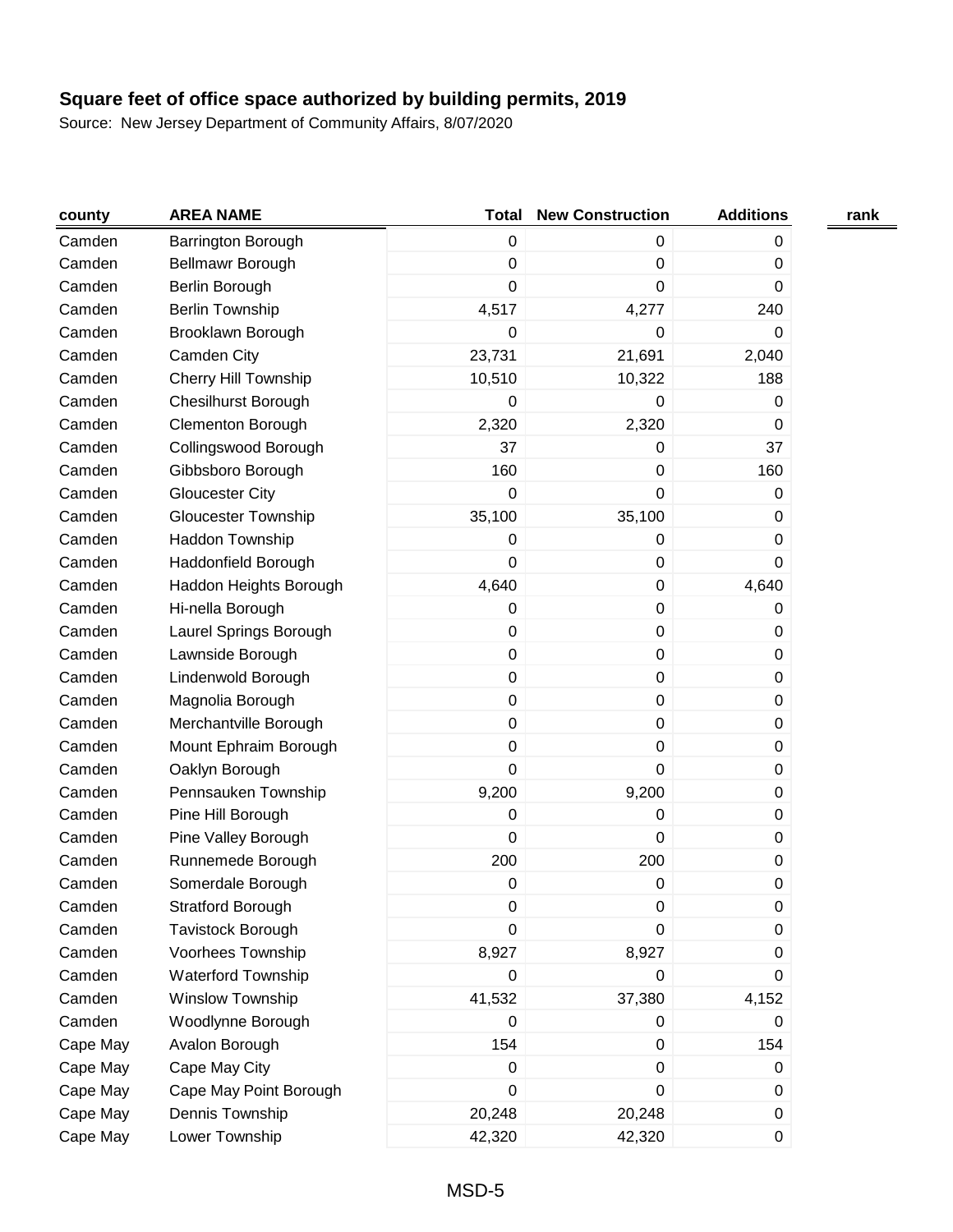**Square feet of office space authorized by building permits, 2019**

Source: New Jersey Department of Community Affairs, 8/07/2020

| county | AREA NAME | Total | New Construction | Additions | rank |
|---|---|---|---|---|---|
| Camden | Barrington Borough | 0 | 0 | 0 | |
| Camden | Bellmawr Borough | 0 | 0 | 0 | |
| Camden | Berlin Borough | 0 | 0 | 0 | |
| Camden | Berlin Township | 4,517 | 4,277 | 240 | |
| Camden | Brooklawn Borough | 0 | 0 | 0 | |
| Camden | Camden City | 23,731 | 21,691 | 2,040 | |
| Camden | Cherry Hill Township | 10,510 | 10,322 | 188 | |
| Camden | Chesilhurst Borough | 0 | 0 | 0 | |
| Camden | Clementon Borough | 2,320 | 2,320 | 0 | |
| Camden | Collingswood Borough | 37 | 0 | 37 | |
| Camden | Gibbsboro Borough | 160 | 0 | 160 | |
| Camden | Gloucester City | 0 | 0 | 0 | |
| Camden | Gloucester Township | 35,100 | 35,100 | 0 | |
| Camden | Haddon Township | 0 | 0 | 0 | |
| Camden | Haddonfield Borough | 0 | 0 | 0 | |
| Camden | Haddon Heights Borough | 4,640 | 0 | 4,640 | |
| Camden | Hi-nella Borough | 0 | 0 | 0 | |
| Camden | Laurel Springs Borough | 0 | 0 | 0 | |
| Camden | Lawnside Borough | 0 | 0 | 0 | |
| Camden | Lindenwold Borough | 0 | 0 | 0 | |
| Camden | Magnolia Borough | 0 | 0 | 0 | |
| Camden | Merchantville Borough | 0 | 0 | 0 | |
| Camden | Mount Ephraim Borough | 0 | 0 | 0 | |
| Camden | Oaklyn Borough | 0 | 0 | 0 | |
| Camden | Pennsauken Township | 9,200 | 9,200 | 0 | |
| Camden | Pine Hill Borough | 0 | 0 | 0 | |
| Camden | Pine Valley Borough | 0 | 0 | 0 | |
| Camden | Runnemede Borough | 200 | 200 | 0 | |
| Camden | Somerdale Borough | 0 | 0 | 0 | |
| Camden | Stratford Borough | 0 | 0 | 0 | |
| Camden | Tavistock Borough | 0 | 0 | 0 | |
| Camden | Voorhees Township | 8,927 | 8,927 | 0 | |
| Camden | Waterford Township | 0 | 0 | 0 | |
| Camden | Winslow Township | 41,532 | 37,380 | 4,152 | |
| Camden | Woodlynne Borough | 0 | 0 | 0 | |
| Cape May | Avalon Borough | 154 | 0 | 154 | |
| Cape May | Cape May City | 0 | 0 | 0 | |
| Cape May | Cape May Point Borough | 0 | 0 | 0 | |
| Cape May | Dennis Township | 20,248 | 20,248 | 0 | |
| Cape May | Lower Township | 42,320 | 42,320 | 0 | |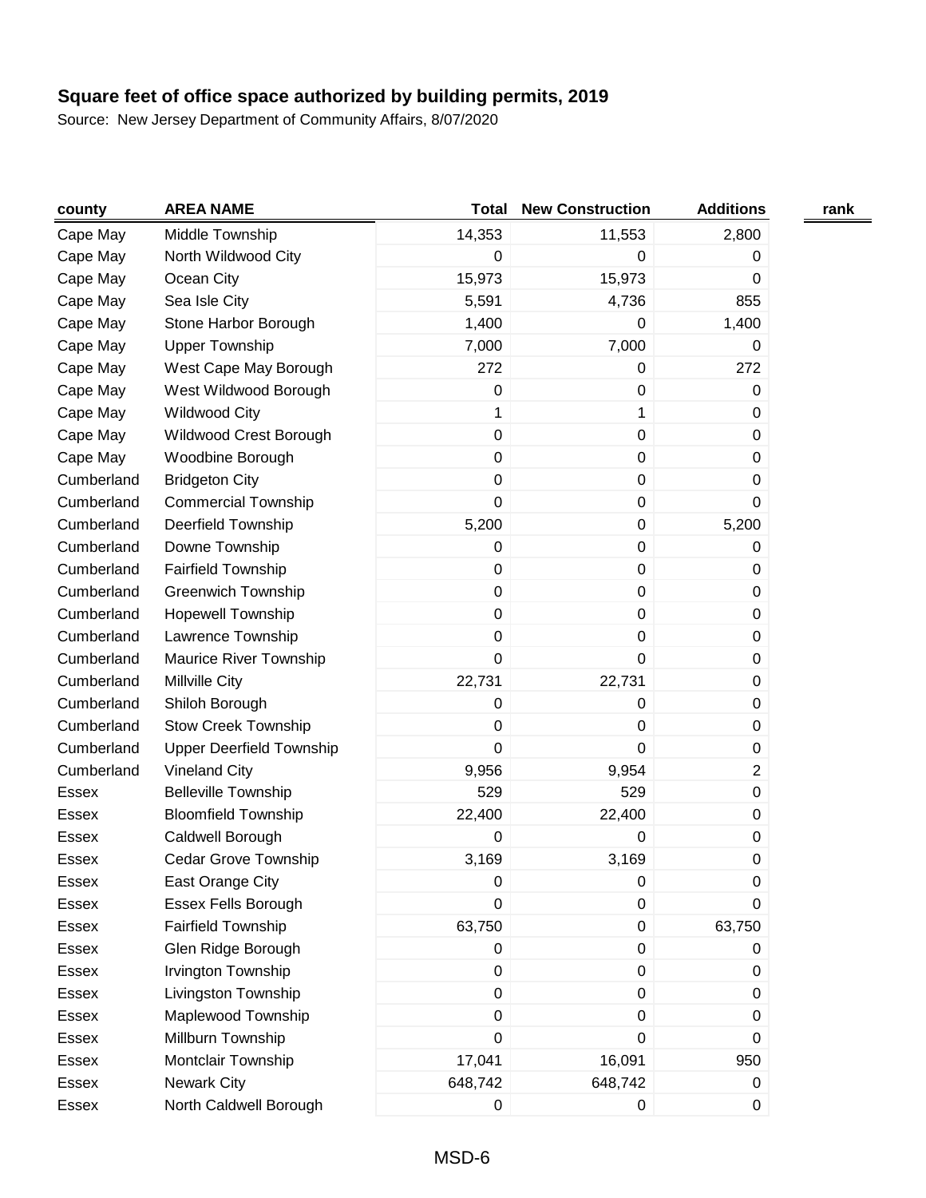**Square feet of office space authorized by building permits, 2019**

Source: New Jersey Department of Community Affairs, 8/07/2020

| county | AREA NAME | Total | New Construction | Additions | rank |
|---|---|---|---|---|---|
| Cape May | Middle Township | 14,353 | 11,553 | 2,800 | |
| Cape May | North Wildwood City | 0 | 0 | 0 | |
| Cape May | Ocean City | 15,973 | 15,973 | 0 | |
| Cape May | Sea Isle City | 5,591 | 4,736 | 855 | |
| Cape May | Stone Harbor Borough | 1,400 | 0 | 1,400 | |
| Cape May | Upper Township | 7,000 | 7,000 | 0 | |
| Cape May | West Cape May Borough | 272 | 0 | 272 | |
| Cape May | West Wildwood Borough | 0 | 0 | 0 | |
| Cape May | Wildwood City | 1 | 1 | 0 | |
| Cape May | Wildwood Crest Borough | 0 | 0 | 0 | |
| Cape May | Woodbine Borough | 0 | 0 | 0 | |
| Cumberland | Bridgeton City | 0 | 0 | 0 | |
| Cumberland | Commercial Township | 0 | 0 | 0 | |
| Cumberland | Deerfield Township | 5,200 | 0 | 5,200 | |
| Cumberland | Downe Township | 0 | 0 | 0 | |
| Cumberland | Fairfield Township | 0 | 0 | 0 | |
| Cumberland | Greenwich Township | 0 | 0 | 0 | |
| Cumberland | Hopewell Township | 0 | 0 | 0 | |
| Cumberland | Lawrence Township | 0 | 0 | 0 | |
| Cumberland | Maurice River Township | 0 | 0 | 0 | |
| Cumberland | Millville City | 22,731 | 22,731 | 0 | |
| Cumberland | Shiloh Borough | 0 | 0 | 0 | |
| Cumberland | Stow Creek Township | 0 | 0 | 0 | |
| Cumberland | Upper Deerfield Township | 0 | 0 | 0 | |
| Cumberland | Vineland City | 9,956 | 9,954 | 2 | |
| Essex | Belleville Township | 529 | 529 | 0 | |
| Essex | Bloomfield Township | 22,400 | 22,400 | 0 | |
| Essex | Caldwell Borough | 0 | 0 | 0 | |
| Essex | Cedar Grove Township | 3,169 | 3,169 | 0 | |
| Essex | East Orange City | 0 | 0 | 0 | |
| Essex | Essex Fells Borough | 0 | 0 | 0 | |
| Essex | Fairfield Township | 63,750 | 0 | 63,750 | |
| Essex | Glen Ridge Borough | 0 | 0 | 0 | |
| Essex | Irvington Township | 0 | 0 | 0 | |
| Essex | Livingston Township | 0 | 0 | 0 | |
| Essex | Maplewood Township | 0 | 0 | 0 | |
| Essex | Millburn Township | 0 | 0 | 0 | |
| Essex | Montclair Township | 17,041 | 16,091 | 950 | |
| Essex | Newark City | 648,742 | 648,742 | 0 | |
| Essex | North Caldwell Borough | 0 | 0 | 0 | |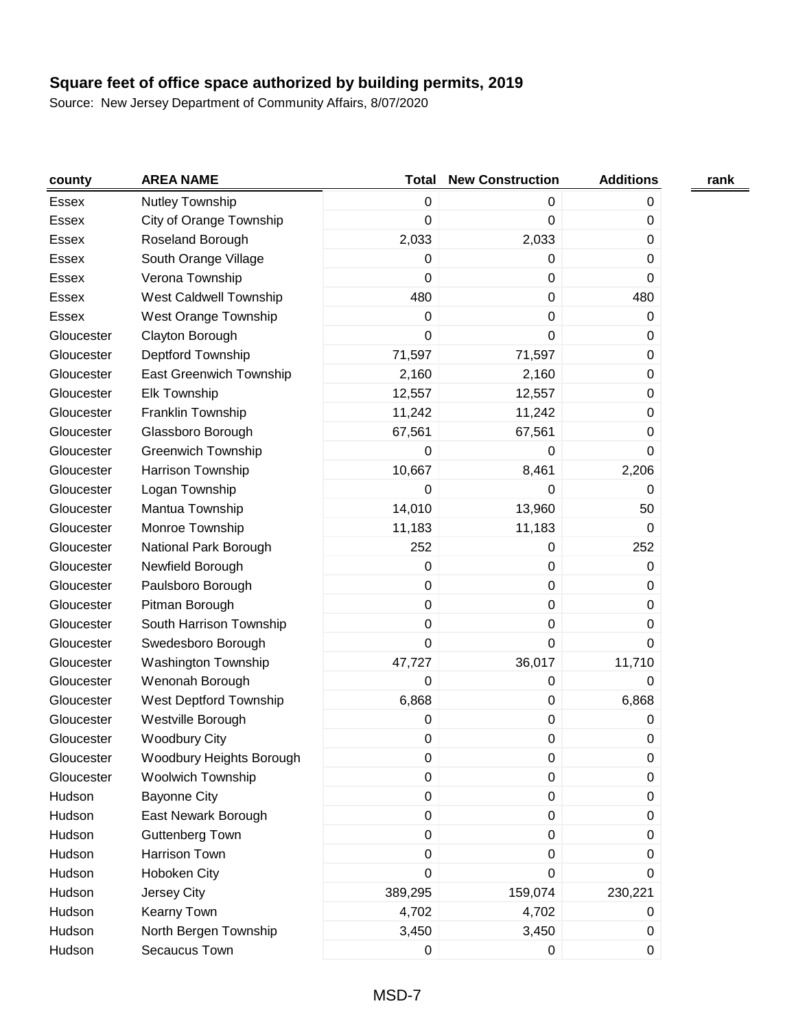## Square feet of office space authorized by building permits, 2019

Source: New Jersey Department of Community Affairs, 8/07/2020

| county | AREA NAME | Total | New Construction | Additions | rank |
|---|---|---|---|---|---|
| Essex | Nutley Township | 0 | 0 | 0 | |
| Essex | City of Orange Township | 0 | 0 | 0 | |
| Essex | Roseland Borough | 2,033 | 2,033 | 0 | |
| Essex | South Orange Village | 0 | 0 | 0 | |
| Essex | Verona Township | 0 | 0 | 0 | |
| Essex | West Caldwell Township | 480 | 0 | 480 | |
| Essex | West Orange Township | 0 | 0 | 0 | |
| Gloucester | Clayton Borough | 0 | 0 | 0 | |
| Gloucester | Deptford Township | 71,597 | 71,597 | 0 | |
| Gloucester | East Greenwich Township | 2,160 | 2,160 | 0 | |
| Gloucester | Elk Township | 12,557 | 12,557 | 0 | |
| Gloucester | Franklin Township | 11,242 | 11,242 | 0 | |
| Gloucester | Glassboro Borough | 67,561 | 67,561 | 0 | |
| Gloucester | Greenwich Township | 0 | 0 | 0 | |
| Gloucester | Harrison Township | 10,667 | 8,461 | 2,206 | |
| Gloucester | Logan Township | 0 | 0 | 0 | |
| Gloucester | Mantua Township | 14,010 | 13,960 | 50 | |
| Gloucester | Monroe Township | 11,183 | 11,183 | 0 | |
| Gloucester | National Park Borough | 252 | 0 | 252 | |
| Gloucester | Newfield Borough | 0 | 0 | 0 | |
| Gloucester | Paulsboro Borough | 0 | 0 | 0 | |
| Gloucester | Pitman Borough | 0 | 0 | 0 | |
| Gloucester | South Harrison Township | 0 | 0 | 0 | |
| Gloucester | Swedesboro Borough | 0 | 0 | 0 | |
| Gloucester | Washington Township | 47,727 | 36,017 | 11,710 | |
| Gloucester | Wenonah Borough | 0 | 0 | 0 | |
| Gloucester | West Deptford Township | 6,868 | 0 | 6,868 | |
| Gloucester | Westville Borough | 0 | 0 | 0 | |
| Gloucester | Woodbury City | 0 | 0 | 0 | |
| Gloucester | Woodbury Heights Borough | 0 | 0 | 0 | |
| Gloucester | Woolwich Township | 0 | 0 | 0 | |
| Hudson | Bayonne City | 0 | 0 | 0 | |
| Hudson | East Newark Borough | 0 | 0 | 0 | |
| Hudson | Guttenberg Town | 0 | 0 | 0 | |
| Hudson | Harrison Town | 0 | 0 | 0 | |
| Hudson | Hoboken City | 0 | 0 | 0 | |
| Hudson | Jersey City | 389,295 | 159,074 | 230,221 | |
| Hudson | Kearny Town | 4,702 | 4,702 | 0 | |
| Hudson | North Bergen Township | 3,450 | 3,450 | 0 | |
| Hudson | Secaucus Town | 0 | 0 | 0 | |

MSD-7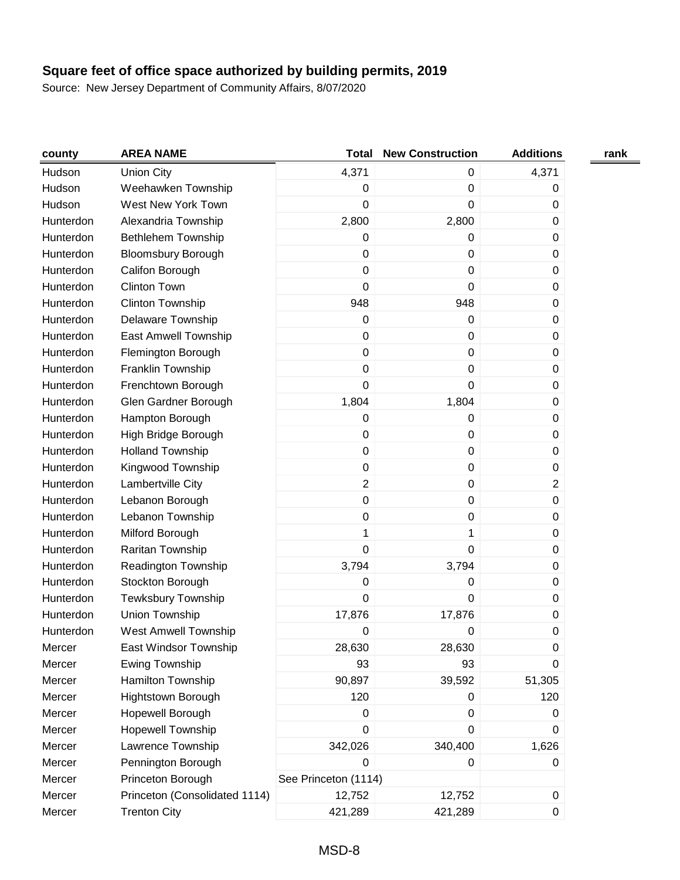**Square feet of office space authorized by building permits, 2019**

Source: New Jersey Department of Community Affairs, 8/07/2020

| county | AREA NAME | Total | New Construction | Additions | rank |
|---|---|---|---|---|---|
| Hudson | Union City | 4,371 | 0 | 4,371 | |
| Hudson | Weehawken Township | 0 | 0 | 0 | |
| Hudson | West New York Town | 0 | 0 | 0 | |
| Hunterdon | Alexandria Township | 2,800 | 2,800 | 0 | |
| Hunterdon | Bethlehem Township | 0 | 0 | 0 | |
| Hunterdon | Bloomsbury Borough | 0 | 0 | 0 | |
| Hunterdon | Califon Borough | 0 | 0 | 0 | |
| Hunterdon | Clinton Town | 0 | 0 | 0 | |
| Hunterdon | Clinton Township | 948 | 948 | 0 | |
| Hunterdon | Delaware Township | 0 | 0 | 0 | |
| Hunterdon | East Amwell Township | 0 | 0 | 0 | |
| Hunterdon | Flemington Borough | 0 | 0 | 0 | |
| Hunterdon | Franklin Township | 0 | 0 | 0 | |
| Hunterdon | Frenchtown Borough | 0 | 0 | 0 | |
| Hunterdon | Glen Gardner Borough | 1,804 | 1,804 | 0 | |
| Hunterdon | Hampton Borough | 0 | 0 | 0 | |
| Hunterdon | High Bridge Borough | 0 | 0 | 0 | |
| Hunterdon | Holland Township | 0 | 0 | 0 | |
| Hunterdon | Kingwood Township | 0 | 0 | 0 | |
| Hunterdon | Lambertville City | 2 | 0 | 2 | |
| Hunterdon | Lebanon Borough | 0 | 0 | 0 | |
| Hunterdon | Lebanon Township | 0 | 0 | 0 | |
| Hunterdon | Milford Borough | 1 | 1 | 0 | |
| Hunterdon | Raritan Township | 0 | 0 | 0 | |
| Hunterdon | Readington Township | 3,794 | 3,794 | 0 | |
| Hunterdon | Stockton Borough | 0 | 0 | 0 | |
| Hunterdon | Tewksbury Township | 0 | 0 | 0 | |
| Hunterdon | Union Township | 17,876 | 17,876 | 0 | |
| Hunterdon | West Amwell Township | 0 | 0 | 0 | |
| Mercer | East Windsor Township | 28,630 | 28,630 | 0 | |
| Mercer | Ewing Township | 93 | 93 | 0 | |
| Mercer | Hamilton Township | 90,897 | 39,592 | 51,305 | |
| Mercer | Hightstown Borough | 120 | 0 | 120 | |
| Mercer | Hopewell Borough | 0 | 0 | 0 | |
| Mercer | Hopewell Township | 0 | 0 | 0 | |
| Mercer | Lawrence Township | 342,026 | 340,400 | 1,626 | |
| Mercer | Pennington Borough | 0 | 0 | 0 | |
| Mercer | Princeton Borough | See Princeton (1114) | | | |
| Mercer | Princeton (Consolidated 1114) | 12,752 | 12,752 | 0 | |
| Mercer | Trenton City | 421,289 | 421,289 | 0 | |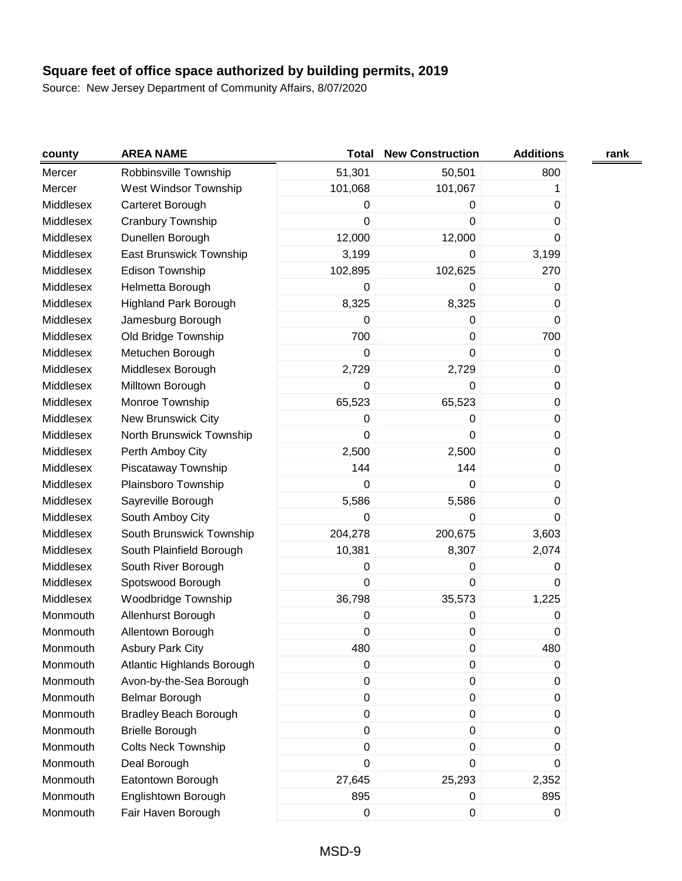**Square feet of office space authorized by building permits, 2019**

Source: New Jersey Department of Community Affairs, 8/07/2020

| county | AREA NAME | Total | New Construction | Additions | rank |
|---|---|---|---|---|---|
| Mercer | Robbinsville Township | 51,301 | 50,501 | 800 | |
| Mercer | West Windsor Township | 101,068 | 101,067 | 1 | |
| Middlesex | Carteret Borough | 0 | 0 | 0 | |
| Middlesex | Cranbury Township | 0 | 0 | 0 | |
| Middlesex | Dunellen Borough | 12,000 | 12,000 | 0 | |
| Middlesex | East Brunswick Township | 3,199 | 0 | 3,199 | |
| Middlesex | Edison Township | 102,895 | 102,625 | 270 | |
| Middlesex | Helmetta Borough | 0 | 0 | 0 | |
| Middlesex | Highland Park Borough | 8,325 | 8,325 | 0 | |
| Middlesex | Jamesburg Borough | 0 | 0 | 0 | |
| Middlesex | Old Bridge Township | 700 | 0 | 700 | |
| Middlesex | Metuchen Borough | 0 | 0 | 0 | |
| Middlesex | Middlesex Borough | 2,729 | 2,729 | 0 | |
| Middlesex | Milltown Borough | 0 | 0 | 0 | |
| Middlesex | Monroe Township | 65,523 | 65,523 | 0 | |
| Middlesex | New Brunswick City | 0 | 0 | 0 | |
| Middlesex | North Brunswick Township | 0 | 0 | 0 | |
| Middlesex | Perth Amboy City | 2,500 | 2,500 | 0 | |
| Middlesex | Piscataway Township | 144 | 144 | 0 | |
| Middlesex | Plainsboro Township | 0 | 0 | 0 | |
| Middlesex | Sayreville Borough | 5,586 | 5,586 | 0 | |
| Middlesex | South Amboy City | 0 | 0 | 0 | |
| Middlesex | South Brunswick Township | 204,278 | 200,675 | 3,603 | |
| Middlesex | South Plainfield Borough | 10,381 | 8,307 | 2,074 | |
| Middlesex | South River Borough | 0 | 0 | 0 | |
| Middlesex | Spotswood Borough | 0 | 0 | 0 | |
| Middlesex | Woodbridge Township | 36,798 | 35,573 | 1,225 | |
| Monmouth | Allenhurst Borough | 0 | 0 | 0 | |
| Monmouth | Allentown Borough | 0 | 0 | 0 | |
| Monmouth | Asbury Park City | 480 | 0 | 480 | |
| Monmouth | Atlantic Highlands Borough | 0 | 0 | 0 | |
| Monmouth | Avon-by-the-Sea Borough | 0 | 0 | 0 | |
| Monmouth | Belmar Borough | 0 | 0 | 0 | |
| Monmouth | Bradley Beach Borough | 0 | 0 | 0 | |
| Monmouth | Brielle Borough | 0 | 0 | 0 | |
| Monmouth | Colts Neck Township | 0 | 0 | 0 | |
| Monmouth | Deal Borough | 0 | 0 | 0 | |
| Monmouth | Eatontown Borough | 27,645 | 25,293 | 2,352 | |
| Monmouth | Englishtown Borough | 895 | 0 | 895 | |
| Monmouth | Fair Haven Borough | 0 | 0 | 0 | |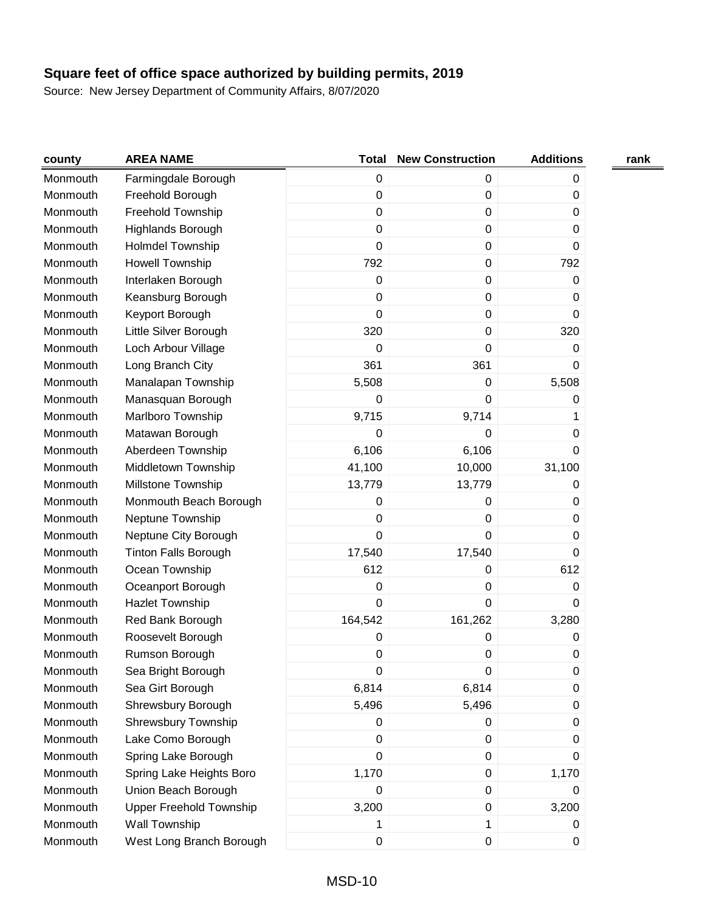**Square feet of office space authorized by building permits, 2019**

Source: New Jersey Department of Community Affairs, 8/07/2020

| county | AREA NAME | Total | New Construction | Additions | rank |
|---|---|---|---|---|---|
| Monmouth | Farmingdale Borough | 0 | 0 | 0 | |
| Monmouth | Freehold Borough | 0 | 0 | 0 | |
| Monmouth | Freehold Township | 0 | 0 | 0 | |
| Monmouth | Highlands Borough | 0 | 0 | 0 | |
| Monmouth | Holmdel Township | 0 | 0 | 0 | |
| Monmouth | Howell Township | 792 | 0 | 792 | |
| Monmouth | Interlaken Borough | 0 | 0 | 0 | |
| Monmouth | Keansburg Borough | 0 | 0 | 0 | |
| Monmouth | Keyport Borough | 0 | 0 | 0 | |
| Monmouth | Little Silver Borough | 320 | 0 | 320 | |
| Monmouth | Loch Arbour Village | 0 | 0 | 0 | |
| Monmouth | Long Branch City | 361 | 361 | 0 | |
| Monmouth | Manalapan Township | 5,508 | 0 | 5,508 | |
| Monmouth | Manasquan Borough | 0 | 0 | 0 | |
| Monmouth | Marlboro Township | 9,715 | 9,714 | 1 | |
| Monmouth | Matawan Borough | 0 | 0 | 0 | |
| Monmouth | Aberdeen Township | 6,106 | 6,106 | 0 | |
| Monmouth | Middletown Township | 41,100 | 10,000 | 31,100 | |
| Monmouth | Millstone Township | 13,779 | 13,779 | 0 | |
| Monmouth | Monmouth Beach Borough | 0 | 0 | 0 | |
| Monmouth | Neptune Township | 0 | 0 | 0 | |
| Monmouth | Neptune City Borough | 0 | 0 | 0 | |
| Monmouth | Tinton Falls Borough | 17,540 | 17,540 | 0 | |
| Monmouth | Ocean Township | 612 | 0 | 612 | |
| Monmouth | Oceanport Borough | 0 | 0 | 0 | |
| Monmouth | Hazlet Township | 0 | 0 | 0 | |
| Monmouth | Red Bank Borough | 164,542 | 161,262 | 3,280 | |
| Monmouth | Roosevelt Borough | 0 | 0 | 0 | |
| Monmouth | Rumson Borough | 0 | 0 | 0 | |
| Monmouth | Sea Bright Borough | 0 | 0 | 0 | |
| Monmouth | Sea Girt Borough | 6,814 | 6,814 | 0 | |
| Monmouth | Shrewsbury Borough | 5,496 | 5,496 | 0 | |
| Monmouth | Shrewsbury Township | 0 | 0 | 0 | |
| Monmouth | Lake Como Borough | 0 | 0 | 0 | |
| Monmouth | Spring Lake Borough | 0 | 0 | 0 | |
| Monmouth | Spring Lake Heights Boro | 1,170 | 0 | 1,170 | |
| Monmouth | Union Beach Borough | 0 | 0 | 0 | |
| Monmouth | Upper Freehold Township | 3,200 | 0 | 3,200 | |
| Monmouth | Wall Township | 1 | 1 | 0 | |
| Monmouth | West Long Branch Borough | 0 | 0 | 0 | |

MSD-10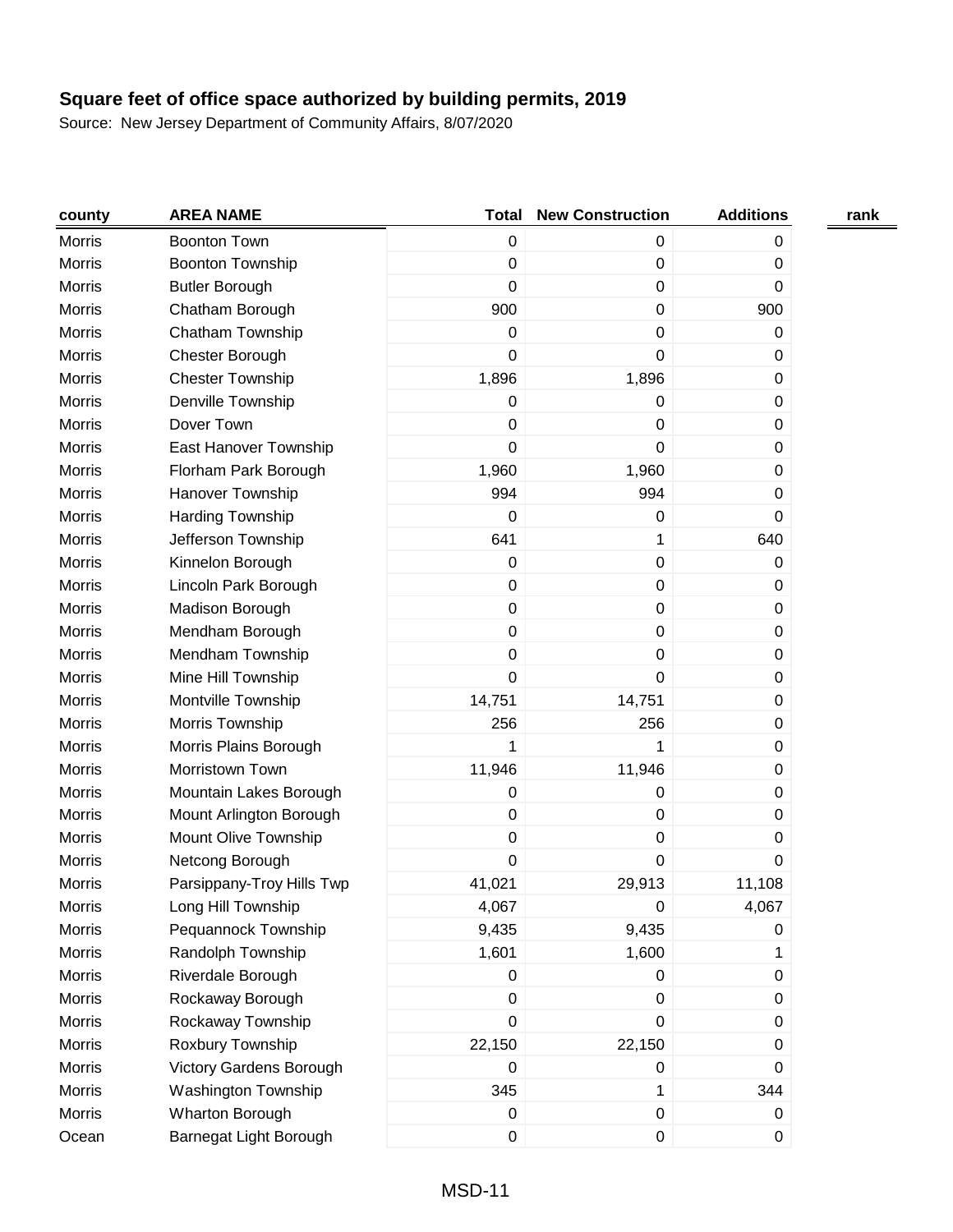**Square feet of office space authorized by building permits, 2019**

Source: New Jersey Department of Community Affairs, 8/07/2020

| county | AREA NAME | Total | New Construction | Additions | rank |
|---|---|---|---|---|---|
| Morris | Boonton Town | 0 | 0 | 0 | |
| Morris | Boonton Township | 0 | 0 | 0 | |
| Morris | Butler Borough | 0 | 0 | 0 | |
| Morris | Chatham Borough | 900 | 0 | 900 | |
| Morris | Chatham Township | 0 | 0 | 0 | |
| Morris | Chester Borough | 0 | 0 | 0 | |
| Morris | Chester Township | 1,896 | 1,896 | 0 | |
| Morris | Denville Township | 0 | 0 | 0 | |
| Morris | Dover Town | 0 | 0 | 0 | |
| Morris | East Hanover Township | 0 | 0 | 0 | |
| Morris | Florham Park Borough | 1,960 | 1,960 | 0 | |
| Morris | Hanover Township | 994 | 994 | 0 | |
| Morris | Harding Township | 0 | 0 | 0 | |
| Morris | Jefferson Township | 641 | 1 | 640 | |
| Morris | Kinnelon Borough | 0 | 0 | 0 | |
| Morris | Lincoln Park Borough | 0 | 0 | 0 | |
| Morris | Madison Borough | 0 | 0 | 0 | |
| Morris | Mendham Borough | 0 | 0 | 0 | |
| Morris | Mendham Township | 0 | 0 | 0 | |
| Morris | Mine Hill Township | 0 | 0 | 0 | |
| Morris | Montville Township | 14,751 | 14,751 | 0 | |
| Morris | Morris Township | 256 | 256 | 0 | |
| Morris | Morris Plains Borough | 1 | 1 | 0 | |
| Morris | Morristown Town | 11,946 | 11,946 | 0 | |
| Morris | Mountain Lakes Borough | 0 | 0 | 0 | |
| Morris | Mount Arlington Borough | 0 | 0 | 0 | |
| Morris | Mount Olive Township | 0 | 0 | 0 | |
| Morris | Netcong Borough | 0 | 0 | 0 | |
| Morris | Parsippany-Troy Hills Twp | 41,021 | 29,913 | 11,108 | |
| Morris | Long Hill Township | 4,067 | 0 | 4,067 | |
| Morris | Pequannock Township | 9,435 | 9,435 | 0 | |
| Morris | Randolph Township | 1,601 | 1,600 | 1 | |
| Morris | Riverdale Borough | 0 | 0 | 0 | |
| Morris | Rockaway Borough | 0 | 0 | 0 | |
| Morris | Rockaway Township | 0 | 0 | 0 | |
| Morris | Roxbury Township | 22,150 | 22,150 | 0 | |
| Morris | Victory Gardens Borough | 0 | 0 | 0 | |
| Morris | Washington Township | 345 | 1 | 344 | |
| Morris | Wharton Borough | 0 | 0 | 0 | |
| Ocean | Barnegat Light Borough | 0 | 0 | 0 | |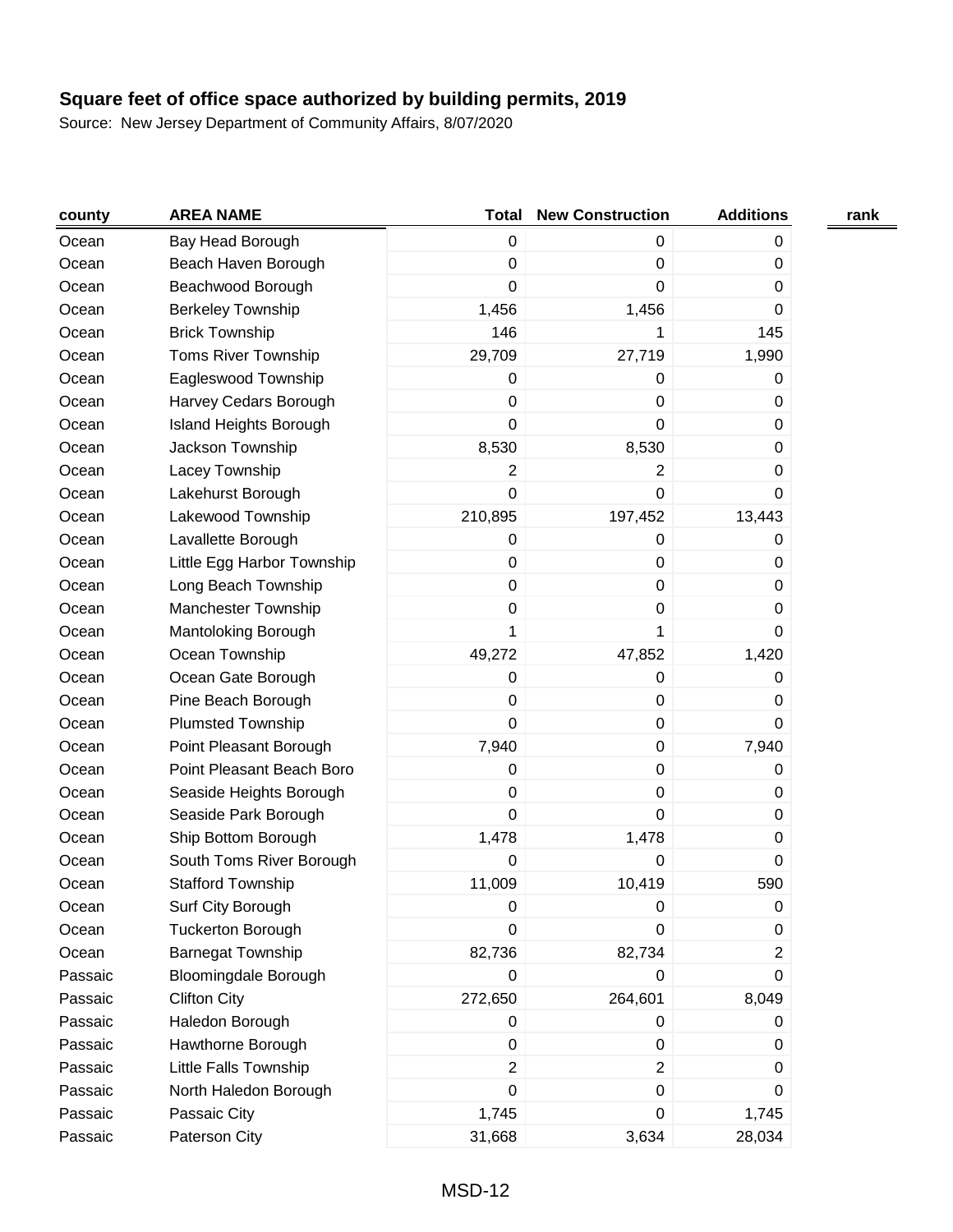## Square feet of office space authorized by building permits, 2019

Source: New Jersey Department of Community Affairs, 8/07/2020

| county | AREA NAME | Total | New Construction | Additions | rank |
|---|---|---|---|---|---|
| Ocean | Bay Head Borough | 0 | 0 | 0 | |
| Ocean | Beach Haven Borough | 0 | 0 | 0 | |
| Ocean | Beachwood Borough | 0 | 0 | 0 | |
| Ocean | Berkeley Township | 1,456 | 1,456 | 0 | |
| Ocean | Brick Township | 146 | 1 | 145 | |
| Ocean | Toms River Township | 29,709 | 27,719 | 1,990 | |
| Ocean | Eagleswood Township | 0 | 0 | 0 | |
| Ocean | Harvey Cedars Borough | 0 | 0 | 0 | |
| Ocean | Island Heights Borough | 0 | 0 | 0 | |
| Ocean | Jackson Township | 8,530 | 8,530 | 0 | |
| Ocean | Lacey Township | 2 | 2 | 0 | |
| Ocean | Lakehurst Borough | 0 | 0 | 0 | |
| Ocean | Lakewood Township | 210,895 | 197,452 | 13,443 | |
| Ocean | Lavallette Borough | 0 | 0 | 0 | |
| Ocean | Little Egg Harbor Township | 0 | 0 | 0 | |
| Ocean | Long Beach Township | 0 | 0 | 0 | |
| Ocean | Manchester Township | 0 | 0 | 0 | |
| Ocean | Mantoloking Borough | 1 | 1 | 0 | |
| Ocean | Ocean Township | 49,272 | 47,852 | 1,420 | |
| Ocean | Ocean Gate Borough | 0 | 0 | 0 | |
| Ocean | Pine Beach Borough | 0 | 0 | 0 | |
| Ocean | Plumsted Township | 0 | 0 | 0 | |
| Ocean | Point Pleasant Borough | 7,940 | 0 | 7,940 | |
| Ocean | Point Pleasant Beach Boro | 0 | 0 | 0 | |
| Ocean | Seaside Heights Borough | 0 | 0 | 0 | |
| Ocean | Seaside Park Borough | 0 | 0 | 0 | |
| Ocean | Ship Bottom Borough | 1,478 | 1,478 | 0 | |
| Ocean | South Toms River Borough | 0 | 0 | 0 | |
| Ocean | Stafford Township | 11,009 | 10,419 | 590 | |
| Ocean | Surf City Borough | 0 | 0 | 0 | |
| Ocean | Tuckerton Borough | 0 | 0 | 0 | |
| Ocean | Barnegat Township | 82,736 | 82,734 | 2 | |
| Passaic | Bloomingdale Borough | 0 | 0 | 0 | |
| Passaic | Clifton City | 272,650 | 264,601 | 8,049 | |
| Passaic | Haledon Borough | 0 | 0 | 0 | |
| Passaic | Hawthorne Borough | 0 | 0 | 0 | |
| Passaic | Little Falls Township | 2 | 2 | 0 | |
| Passaic | North Haledon Borough | 0 | 0 | 0 | |
| Passaic | Passaic City | 1,745 | 0 | 1,745 | |
| Passaic | Paterson City | 31,668 | 3,634 | 28,034 | |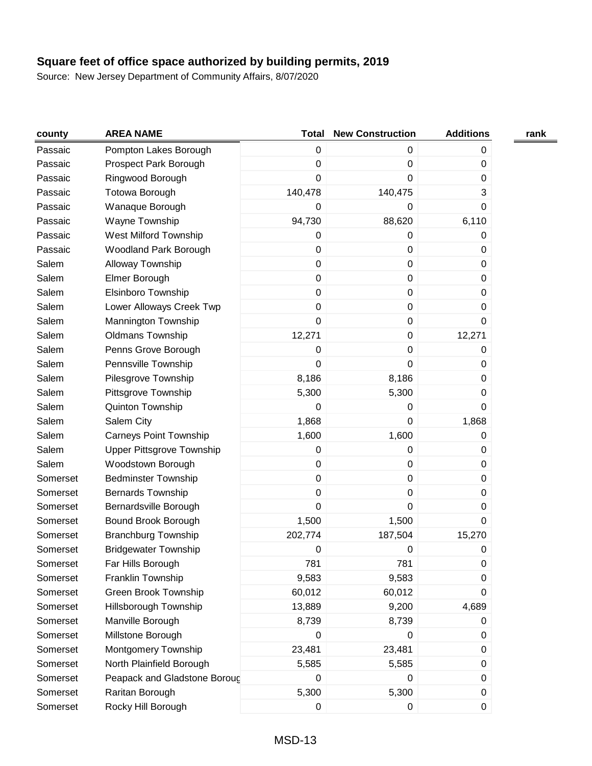## Square feet of office space authorized by building permits, 2019

Source: New Jersey Department of Community Affairs, 8/07/2020

| county | AREA NAME | Total | New Construction | Additions | rank |
|---|---|---|---|---|---|
| Passaic | Pompton Lakes Borough | 0 | 0 | 0 | |
| Passaic | Prospect Park Borough | 0 | 0 | 0 | |
| Passaic | Ringwood Borough | 0 | 0 | 0 | |
| Passaic | Totowa Borough | 140,478 | 140,475 | 3 | |
| Passaic | Wanaque Borough | 0 | 0 | 0 | |
| Passaic | Wayne Township | 94,730 | 88,620 | 6,110 | |
| Passaic | West Milford Township | 0 | 0 | 0 | |
| Passaic | Woodland Park Borough | 0 | 0 | 0 | |
| Salem | Alloway Township | 0 | 0 | 0 | |
| Salem | Elmer Borough | 0 | 0 | 0 | |
| Salem | Elsinboro Township | 0 | 0 | 0 | |
| Salem | Lower Alloways Creek Twp | 0 | 0 | 0 | |
| Salem | Mannington Township | 0 | 0 | 0 | |
| Salem | Oldmans Township | 12,271 | 0 | 12,271 | |
| Salem | Penns Grove Borough | 0 | 0 | 0 | |
| Salem | Pennsville Township | 0 | 0 | 0 | |
| Salem | Pilesgrove Township | 8,186 | 8,186 | 0 | |
| Salem | Pittsgrove Township | 5,300 | 5,300 | 0 | |
| Salem | Quinton Township | 0 | 0 | 0 | |
| Salem | Salem City | 1,868 | 0 | 1,868 | |
| Salem | Carneys Point Township | 1,600 | 1,600 | 0 | |
| Salem | Upper Pittsgrove Township | 0 | 0 | 0 | |
| Salem | Woodstown Borough | 0 | 0 | 0 | |
| Somerset | Bedminster Township | 0 | 0 | 0 | |
| Somerset | Bernards Township | 0 | 0 | 0 | |
| Somerset | Bernardsville Borough | 0 | 0 | 0 | |
| Somerset | Bound Brook Borough | 1,500 | 1,500 | 0 | |
| Somerset | Branchburg Township | 202,774 | 187,504 | 15,270 | |
| Somerset | Bridgewater Township | 0 | 0 | 0 | |
| Somerset | Far Hills Borough | 781 | 781 | 0 | |
| Somerset | Franklin Township | 9,583 | 9,583 | 0 | |
| Somerset | Green Brook Township | 60,012 | 60,012 | 0 | |
| Somerset | Hillsborough Township | 13,889 | 9,200 | 4,689 | |
| Somerset | Manville Borough | 8,739 | 8,739 | 0 | |
| Somerset | Millstone Borough | 0 | 0 | 0 | |
| Somerset | Montgomery Township | 23,481 | 23,481 | 0 | |
| Somerset | North Plainfield Borough | 5,585 | 5,585 | 0 | |
| Somerset | Peapack and Gladstone Boroug | 0 | 0 | 0 | |
| Somerset | Raritan Borough | 5,300 | 5,300 | 0 | |
| Somerset | Rocky Hill Borough | 0 | 0 | 0 | |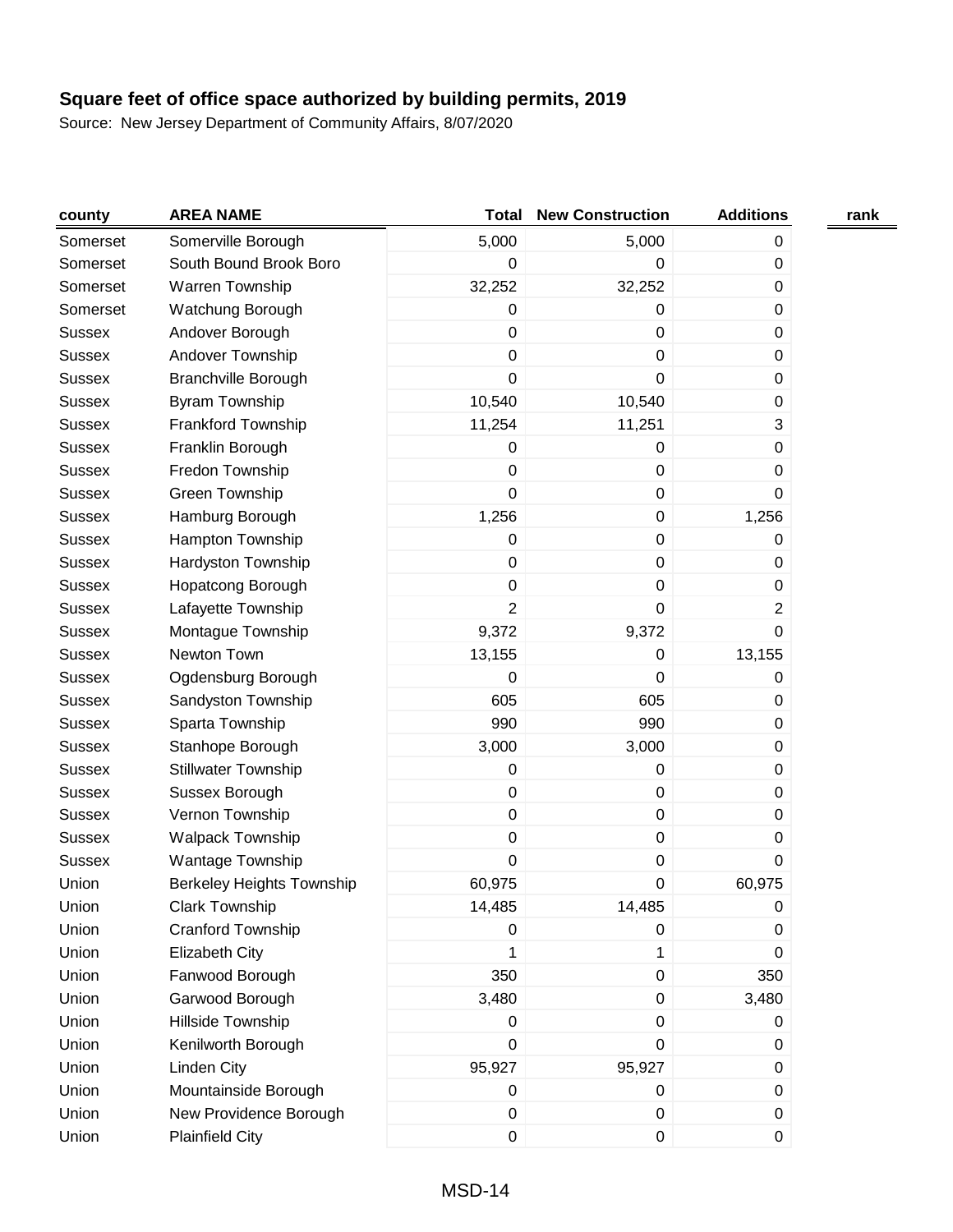## Square feet of office space authorized by building permits, 2019

Source: New Jersey Department of Community Affairs, 8/07/2020

| county | AREA NAME | Total | New Construction | Additions | rank |
|---|---|---|---|---|---|
| Somerset | Somerville Borough | 5,000 | 5,000 | 0 | |
| Somerset | South Bound Brook Boro | 0 | 0 | 0 | |
| Somerset | Warren Township | 32,252 | 32,252 | 0 | |
| Somerset | Watchung Borough | 0 | 0 | 0 | |
| Sussex | Andover Borough | 0 | 0 | 0 | |
| Sussex | Andover Township | 0 | 0 | 0 | |
| Sussex | Branchville Borough | 0 | 0 | 0 | |
| Sussex | Byram Township | 10,540 | 10,540 | 0 | |
| Sussex | Frankford Township | 11,254 | 11,251 | 3 | |
| Sussex | Franklin Borough | 0 | 0 | 0 | |
| Sussex | Fredon Township | 0 | 0 | 0 | |
| Sussex | Green Township | 0 | 0 | 0 | |
| Sussex | Hamburg Borough | 1,256 | 0 | 1,256 | |
| Sussex | Hampton Township | 0 | 0 | 0 | |
| Sussex | Hardyston Township | 0 | 0 | 0 | |
| Sussex | Hopatcong Borough | 0 | 0 | 0 | |
| Sussex | Lafayette Township | 2 | 0 | 2 | |
| Sussex | Montague Township | 9,372 | 9,372 | 0 | |
| Sussex | Newton Town | 13,155 | 0 | 13,155 | |
| Sussex | Ogdensburg Borough | 0 | 0 | 0 | |
| Sussex | Sandyston Township | 605 | 605 | 0 | |
| Sussex | Sparta Township | 990 | 990 | 0 | |
| Sussex | Stanhope Borough | 3,000 | 3,000 | 0 | |
| Sussex | Stillwater Township | 0 | 0 | 0 | |
| Sussex | Sussex Borough | 0 | 0 | 0 | |
| Sussex | Vernon Township | 0 | 0 | 0 | |
| Sussex | Walpack Township | 0 | 0 | 0 | |
| Sussex | Wantage Township | 0 | 0 | 0 | |
| Union | Berkeley Heights Township | 60,975 | 0 | 60,975 | |
| Union | Clark Township | 14,485 | 14,485 | 0 | |
| Union | Cranford Township | 0 | 0 | 0 | |
| Union | Elizabeth City | 1 | 1 | 0 | |
| Union | Fanwood Borough | 350 | 0 | 350 | |
| Union | Garwood Borough | 3,480 | 0 | 3,480 | |
| Union | Hillside Township | 0 | 0 | 0 | |
| Union | Kenilworth Borough | 0 | 0 | 0 | |
| Union | Linden City | 95,927 | 95,927 | 0 | |
| Union | Mountainside Borough | 0 | 0 | 0 | |
| Union | New Providence Borough | 0 | 0 | 0 | |
| Union | Plainfield City | 0 | 0 | 0 | |

MSD-14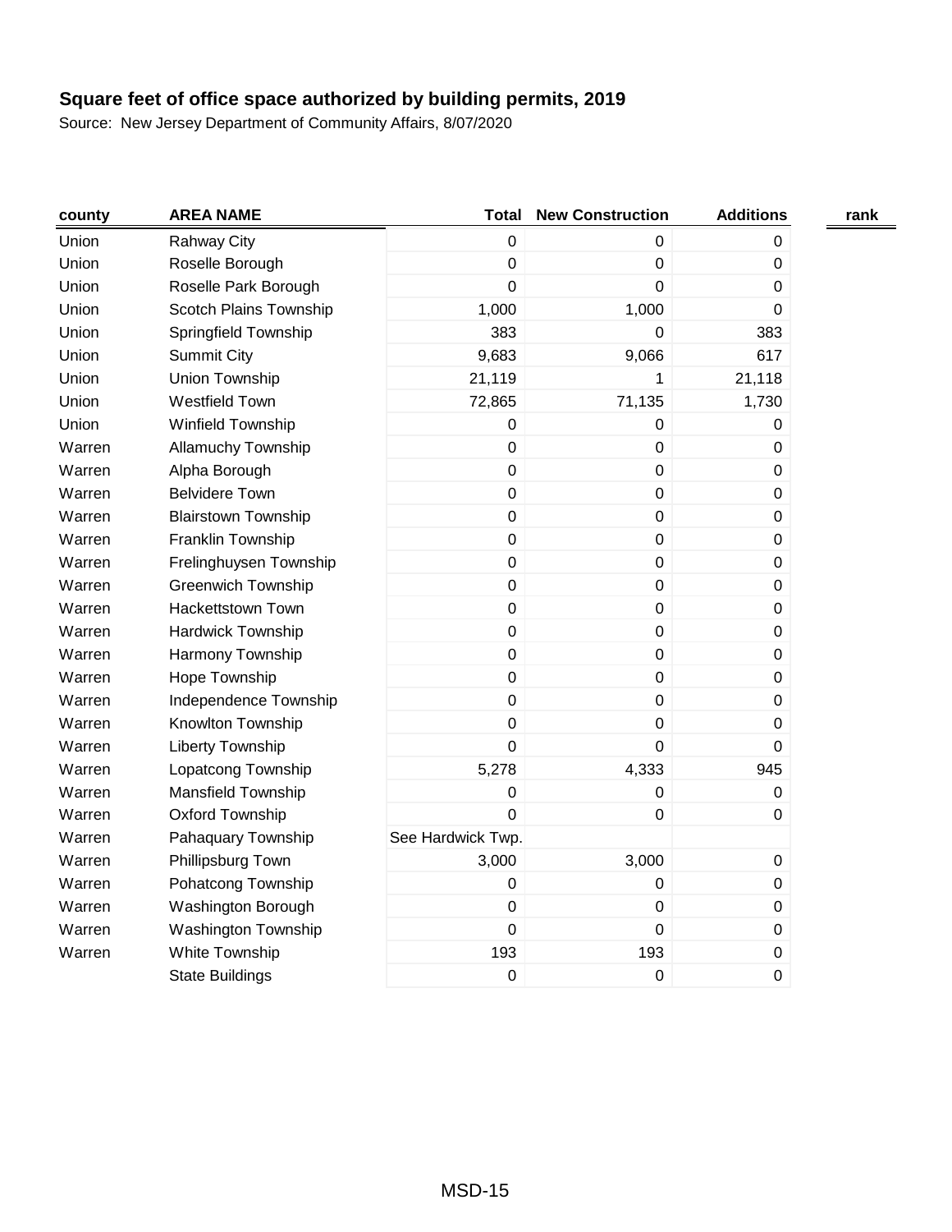**Square feet of office space authorized by building permits, 2019**

Source: New Jersey Department of Community Affairs, 8/07/2020

| county | AREA NAME | Total | New Construction | Additions | rank |
|---|---|---|---|---|---|
| Union | Rahway City | 0 | 0 | 0 | |
| Union | Roselle Borough | 0 | 0 | 0 | |
| Union | Roselle Park Borough | 0 | 0 | 0 | |
| Union | Scotch Plains Township | 1,000 | 1,000 | 0 | |
| Union | Springfield Township | 383 | 0 | 383 | |
| Union | Summit City | 9,683 | 9,066 | 617 | |
| Union | Union Township | 21,119 | 1 | 21,118 | |
| Union | Westfield Town | 72,865 | 71,135 | 1,730 | |
| Union | Winfield Township | 0 | 0 | 0 | |
| Warren | Allamuchy Township | 0 | 0 | 0 | |
| Warren | Alpha Borough | 0 | 0 | 0 | |
| Warren | Belvidere Town | 0 | 0 | 0 | |
| Warren | Blairstown Township | 0 | 0 | 0 | |
| Warren | Franklin Township | 0 | 0 | 0 | |
| Warren | Frelinghuysen Township | 0 | 0 | 0 | |
| Warren | Greenwich Township | 0 | 0 | 0 | |
| Warren | Hackettstown Town | 0 | 0 | 0 | |
| Warren | Hardwick Township | 0 | 0 | 0 | |
| Warren | Harmony Township | 0 | 0 | 0 | |
| Warren | Hope Township | 0 | 0 | 0 | |
| Warren | Independence Township | 0 | 0 | 0 | |
| Warren | Knowlton Township | 0 | 0 | 0 | |
| Warren | Liberty Township | 0 | 0 | 0 | |
| Warren | Lopatcong Township | 5,278 | 4,333 | 945 | |
| Warren | Mansfield Township | 0 | 0 | 0 | |
| Warren | Oxford Township | 0 | 0 | 0 | |
| Warren | Pahaquary Township | See Hardwick Twp. | | | |
| Warren | Phillipsburg Town | 3,000 | 3,000 | 0 | |
| Warren | Pohatcong Township | 0 | 0 | 0 | |
| Warren | Washington Borough | 0 | 0 | 0 | |
| Warren | Washington Township | 0 | 0 | 0 | |
| Warren | White Township | 193 | 193 | 0 | |
| | State Buildings | 0 | 0 | 0 | |

MSD-15